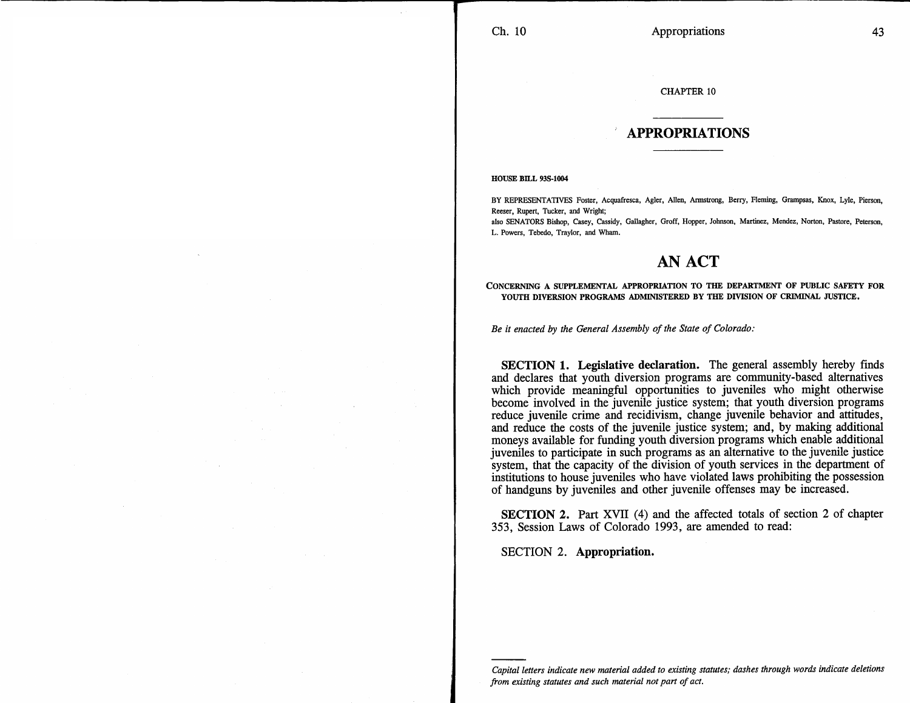CHAPTER 10

# APPROPRIATIONS

**HOUSE BILL 93S-1004**

BY REPRESENTATIVES Foster, Acquafresca, Agler, Allen, Armstrong, Berry, Fleming, Grampsas, Knox, Lyle, Pierson, Reeser, Rupert, Tucker, and Wright;
also SENATORS Bishop, Casey, Cassidy, Gallagher, Groff, Hopper, Johnson, Martinez, Mendez, Norton, Pastore, Peterson, L. Powers, Tebedo, Traylor, and Wham.

## AN ACT

**CONCERNING A SUPPLEMENTAL APPROPRIATION TO THE DEPARTMENT OF PUBLIC SAFETY FOR YOUTH DIVERSION PROGRAMS ADMINISTERED BY THE DIVISION OF CRIMINAL JUSTICE.**

*Be it enacted by the General Assembly of the State of Colorado:*

**SECTION 1. Legislative declaration.** The general assembly hereby finds and declares that youth diversion programs are community-based alternatives which provide meaningful opportunities to juveniles who might otherwise become involved in the juvenile justice system; that youth diversion programs reduce juvenile crime and recidivism, change juvenile behavior and attitudes, and reduce the costs of the juvenile justice system; and, by making additional moneys available for funding youth diversion programs which enable additional juveniles to participate in such programs as an alternative to the juvenile justice system, that the capacity of the division of youth services in the department of institutions to house juveniles who have violated laws prohibiting the possession of handguns by juveniles and other juvenile offenses may be increased.

**SECTION 2.** Part XVII (4) and the affected totals of section 2 of chapter 353, Session Laws of Colorado 1993, are amended to read:

SECTION 2. **Appropriation.**

---

*Capital letters indicate new material added to existing statutes; dashes through words indicate deletions from existing statutes and such material not part of act.*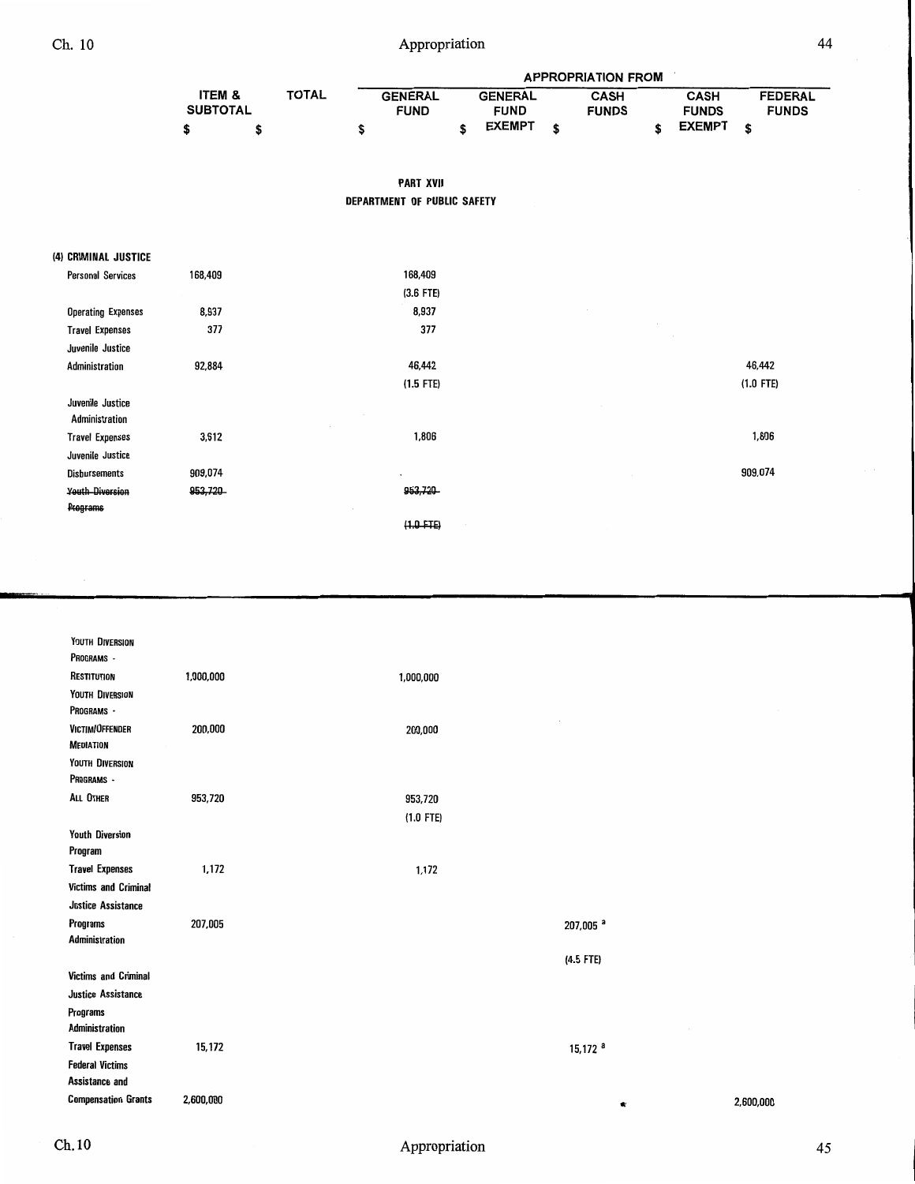| | ITEM & SUBTOTAL | TOTAL | APPROPRIATION FROM GENERAL FUND | GENERAL FUND EXEMPT | CASH FUNDS | CASH FUNDS EXEMPT | FEDERAL FUNDS |
|---|---|---|---|---|---|---|---|
| | $ | $ | $ | $ | $ | $ | $ |

**PART XVII**

**DEPARTMENT OF PUBLIC SAFETY**

| | ITEM & SUBTOTAL | TOTAL | GENERAL FUND | GENERAL FUND EXEMPT | CASH FUNDS | CASH FUNDS EXEMPT | FEDERAL FUNDS |
|---|---|---|---|---|---|---|---|
| **(4) CRIMINAL JUSTICE** | | | | | | | |
| Personal Services | 168,409 | | 168,409 (3.6 FTE) | | | | |
| Operating Expenses | 8,937 | | 8,937 | | | | |
| Travel Expenses | 377 | | 377 | | | | |
| Juvenile Justice Administration | 92,884 | | 46,442 (1.5 FTE) | | | | 46,442 (1.0 FTE) |
| Juvenile Justice Administration Travel Expenses | 3,612 | | 1,806 | | | | 1,806 |
| Juvenile Justice Disbursements | 909,074 | | | | | | 909,074 |
| ~~Youth Diversion Programs~~ | ~~953,720~~ | | ~~953,720~~ ~~(1.0 FTE)~~ | | | | |
| YOUTH DIVERSION PROGRAMS - RESTITUTION | 1,000,000 | | 1,000,000 | | | | |
| YOUTH DIVERSION PROGRAMS - VICTIM/OFFENDER MEDIATION | 200,000 | | 200,000 | | | | |
| YOUTH DIVERSION PROGRAMS - ALL OTHER | 953,720 | | 953,720 (1.0 FTE) | | | | |
| Youth Diversion Program Travel Expenses | 1,172 | | 1,172 | | | | |
| Victims and Criminal Justice Assistance Programs Administration | 207,005 | | | | 207,005 [a] (4.5 FTE) | | |
| Victims and Criminal Justice Assistance Programs Administration Travel Expenses | 15,172 | | | | 15,172 [a] | | |
| Federal Victims Assistance and Compensation Grants | 2,600,000 | | | | | | 2,600,000 |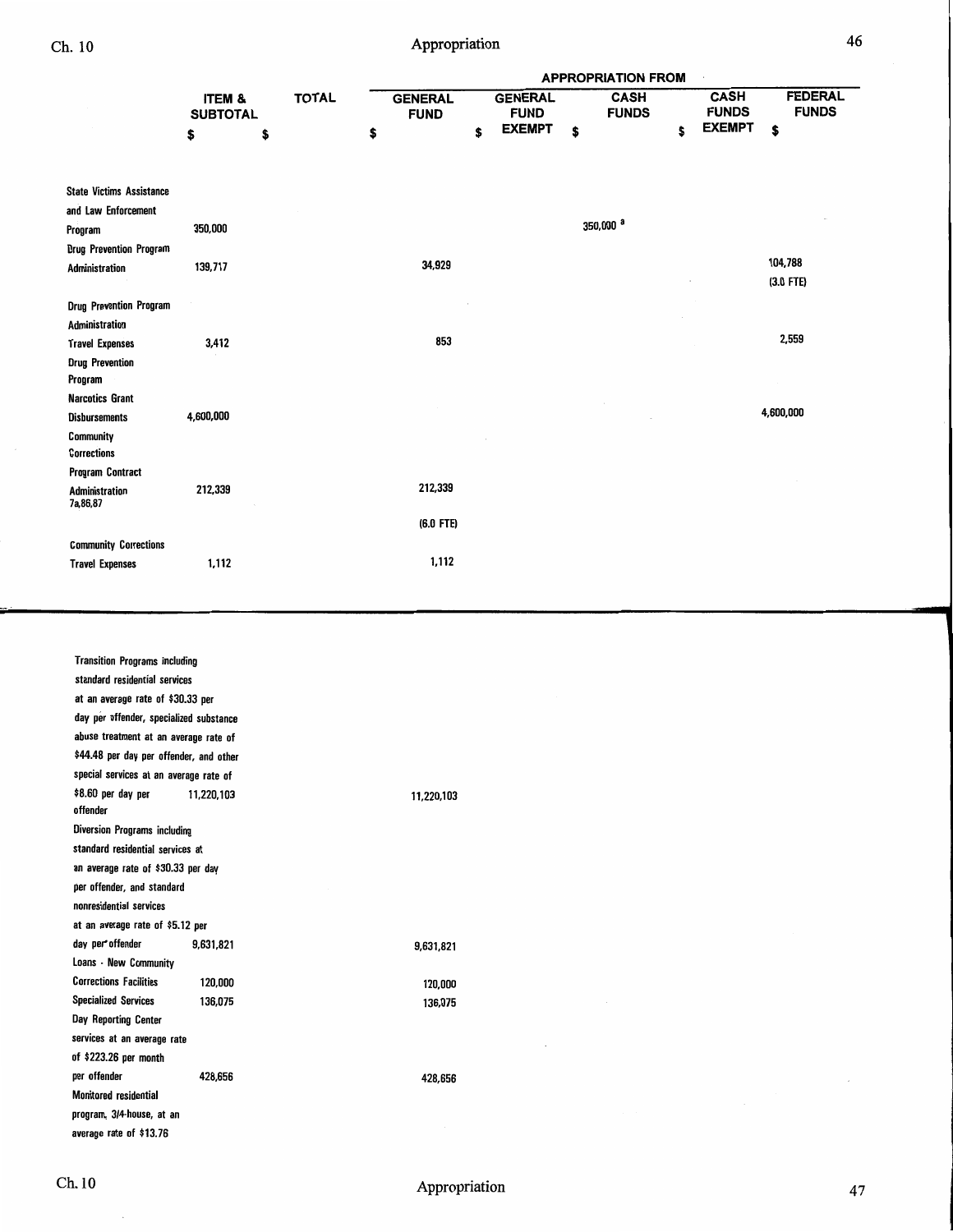| | ITEM & SUBTOTAL | TOTAL | APPROPRIATION FROM | | | | |
|---|---|---|---|---|---|---|---|
| | | | GENERAL FUND | GENERAL FUND EXEMPT | CASH FUNDS | CASH FUNDS EXEMPT | FEDERAL FUNDS |
| | $ | $ | $ | $ | $ | $ | $ |
| State Victims Assistance and Law Enforcement Program | 350,000 | | | | 350,000[a] | | |
| Drug Prevention Program Administration | 139,717 | | 34,929 | | | | 104,788 (3.0 FTE) |
| Drug Prevention Program Administration Travel Expenses | 3,412 | | 853 | | | | 2,559 |
| Drug Prevention Program Narcotics Grant Disbursements | 4,600,000 | | | | | | 4,600,000 |
| Community Corrections Program Contract Administration 7a,86,87 | 212,339 | | 212,339 (6.0 FTE) | | | | |
| Community Corrections Travel Expenses | 1,112 | | 1,112 | | | | |
| Transition Programs including standard residential services at an average rate of $30.33 per day per offender, specialized substance abuse treatment at an average rate of $44.48 per day per offender, and other special services at an average rate of $8.60 per day per offender | 11,220,103 | | 11,220,103 | | | | |
| Diversion Programs including standard residential services at an average rate of $30.33 per day per offender, and standard nonresidential services at an average rate of $5.12 per day per offender | 9,631,821 | | 9,631,821 | | | | |
| Loans - New Community Corrections Facilities | 120,000 | | 120,000 | | | | |
| Specialized Services | 136,075 | | 136,075 | | | | |
| Day Reporting Center services at an average rate of $223.26 per month per offender | 428,656 | | 428,656 | | | | |
| Monitored residential program, 3/4-house, at an average rate of $13.76 | | | | | | | |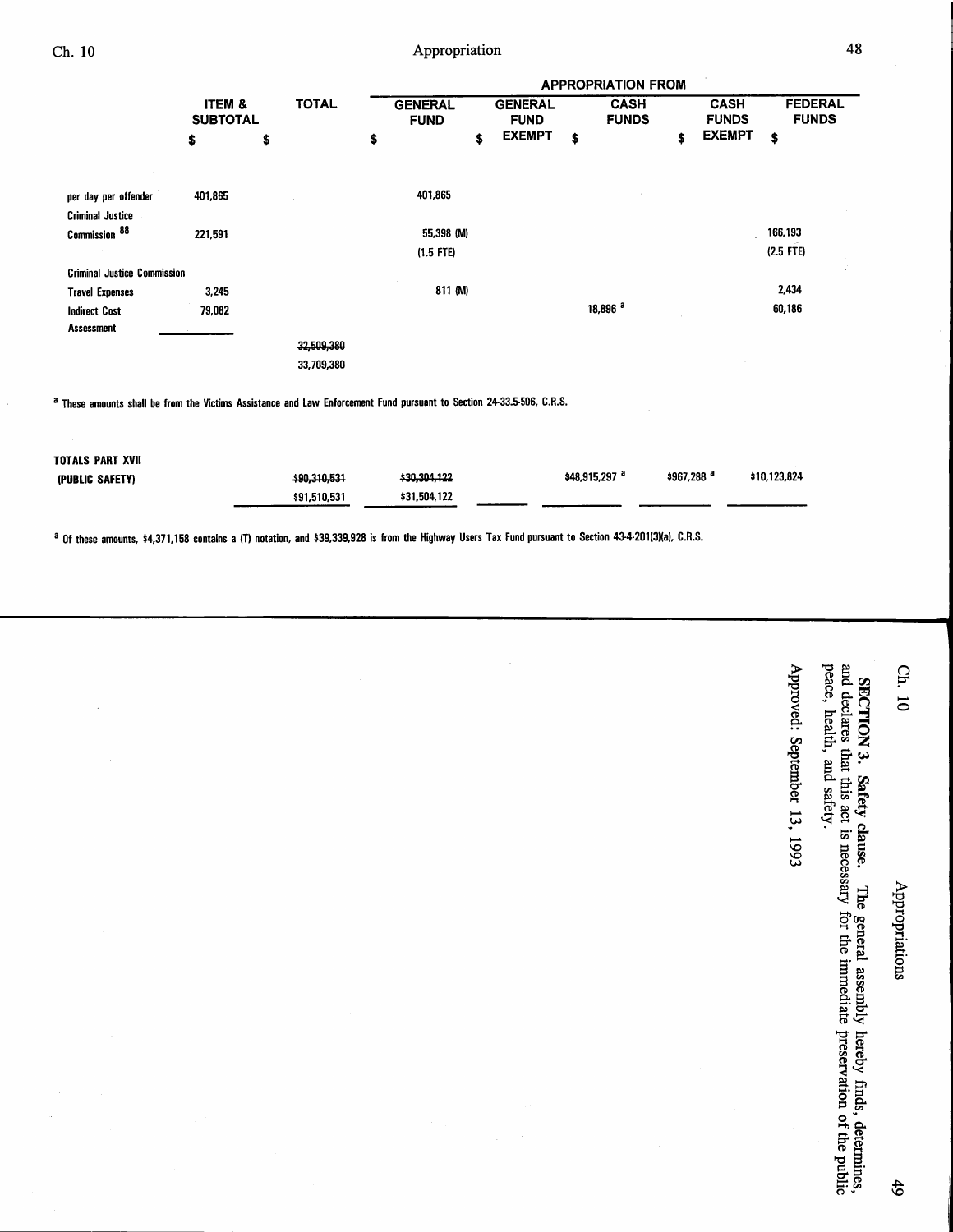| | ITEM & SUBTOTAL | TOTAL | GENERAL FUND | GENERAL FUND EXEMPT | CASH FUNDS | CASH FUNDS EXEMPT | FEDERAL FUNDS |
|---|---|---|---|---|---|---|---|
| | | | APPROPRIATION FROM | | | | |
| | $ | $ | $ | $ | $ | $ | $ |
| per day per offender | 401,865 | | 401,865 | | | | |
| Criminal Justice Commission [88] | 221,591 | | 55,398 (M) (1.5 FTE) | | | | 166,193 (2.5 FTE) |
| Criminal Justice Commission Travel Expenses | 3,245 | | 811 (M) | | | | 2,434 |
| Indirect Cost Assessment | 79,082 | | | | 18,896 [a] | | 60,186 |
| | | ~~32,509,380~~ 33,709,380 | | | | | |

[a] These amounts shall be from the Victims Assistance and Law Enforcement Fund pursuant to Section 24-33.5-506, C.R.S.

| | TOTAL | GENERAL FUND | GENERAL FUND EXEMPT | CASH FUNDS | CASH FUNDS EXEMPT | FEDERAL FUNDS |
|---|---|---|---|---|---|---|
| TOTALS PART XVII (PUBLIC SAFETY) | ~~$90,310,531~~ $91,510,531 | ~~$30,304,122~~ $31,504,122 | | $48,915,297 [a] | $967,288 [a] | $10,123,824 |

[a] Of these amounts, $4,371,158 contains a (T) notation, and $39,339,928 is from the Highway Users Tax Fund pursuant to Section 43-4-201(3)(a), C.R.S.

**SECTION 3. Safety clause.** The general assembly hereby finds, determines, and declares that this act is necessary for the immediate preservation of the public peace, health, and safety.

Approved: September 13, 1993